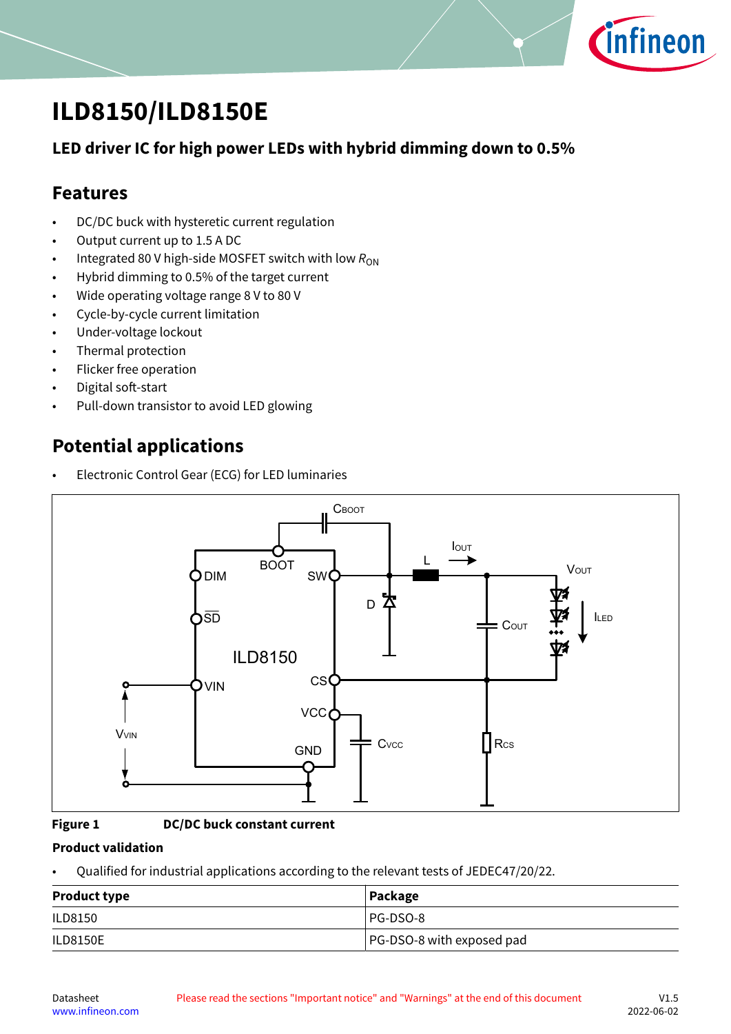# ILD8150/ILD8150E

## LED driver IC for high power LEDs with hybrid dimming down to 0.5%

## Features

- DC/DC buck with hysteretic current regulation
- Output current up to 1.5 A DC
- Integrated 80 V high-side MOSFET switch with low $R_{ON}$
- Hybrid dimming to 0.5% of the target current
- Wide operating voltage range 8 V to 80 V
- Cycle-by-cycle current limitation
- Under-voltage lockout
- Thermal protection
- Flicker free operation
- Digital soft-start
- Pull-down transistor to avoid LED glowing

## Potential applications

- Electronic Control Gear (ECG) for LED luminaries

**Figure 1** DC/DC buck constant current

**Product validation**

- Qualified for industrial applications according to the relevant tests of JEDEC47/20/22.

| Product type | Package |
|---|---|
| ILD8150 | PG-DSO-8 |
| ILD8150E | PG-DSO-8 with exposed pad |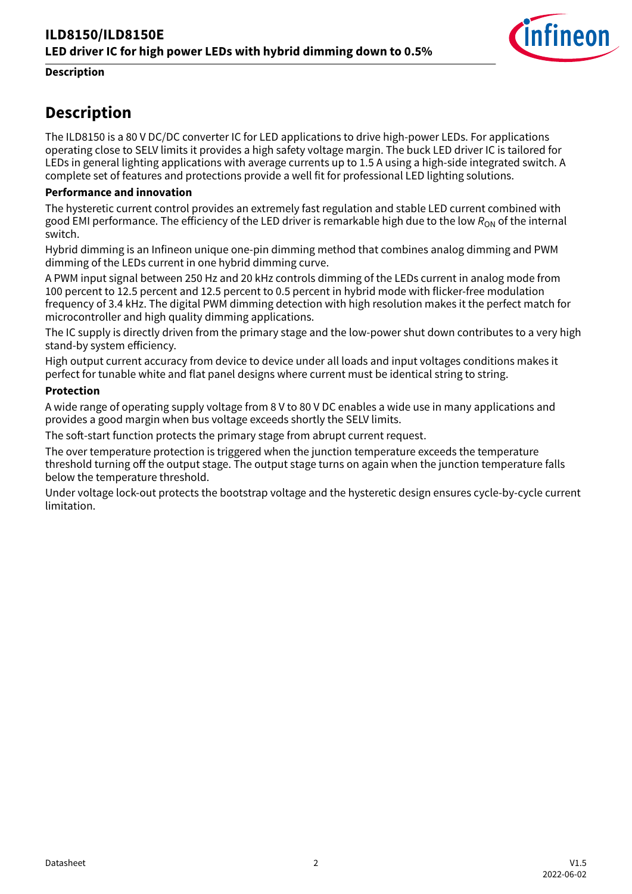# Description

The ILD8150 is a 80 V DC/DC converter IC for LED applications to drive high-power LEDs. For applications operating close to SELV limits it provides a high safety voltage margin. The buck LED driver IC is tailored for LEDs in general lighting applications with average currents up to 1.5 A using a high-side integrated switch. A complete set of features and protections provide a well fit for professional LED lighting solutions.

**Performance and innovation**

The hysteretic current control provides an extremely fast regulation and stable LED current combined with good EMI performance. The efficiency of the LED driver is remarkable high due to the low $R_{ON}$ of the internal switch.

Hybrid dimming is an Infineon unique one-pin dimming method that combines analog dimming and PWM dimming of the LEDs current in one hybrid dimming curve.

A PWM input signal between 250 Hz and 20 kHz controls dimming of the LEDs current in analog mode from 100 percent to 12.5 percent and 12.5 percent to 0.5 percent in hybrid mode with flicker-free modulation frequency of 3.4 kHz. The digital PWM dimming detection with high resolution makes it the perfect match for microcontroller and high quality dimming applications.

The IC supply is directly driven from the primary stage and the low-power shut down contributes to a very high stand-by system efficiency.

High output current accuracy from device to device under all loads and input voltages conditions makes it perfect for tunable white and flat panel designs where current must be identical string to string.

**Protection**

A wide range of operating supply voltage from 8 V to 80 V DC enables a wide use in many applications and provides a good margin when bus voltage exceeds shortly the SELV limits.

The soft-start function protects the primary stage from abrupt current request.

The over temperature protection is triggered when the junction temperature exceeds the temperature threshold turning off the output stage. The output stage turns on again when the junction temperature falls below the temperature threshold.

Under voltage lock-out protects the bootstrap voltage and the hysteretic design ensures cycle-by-cycle current limitation.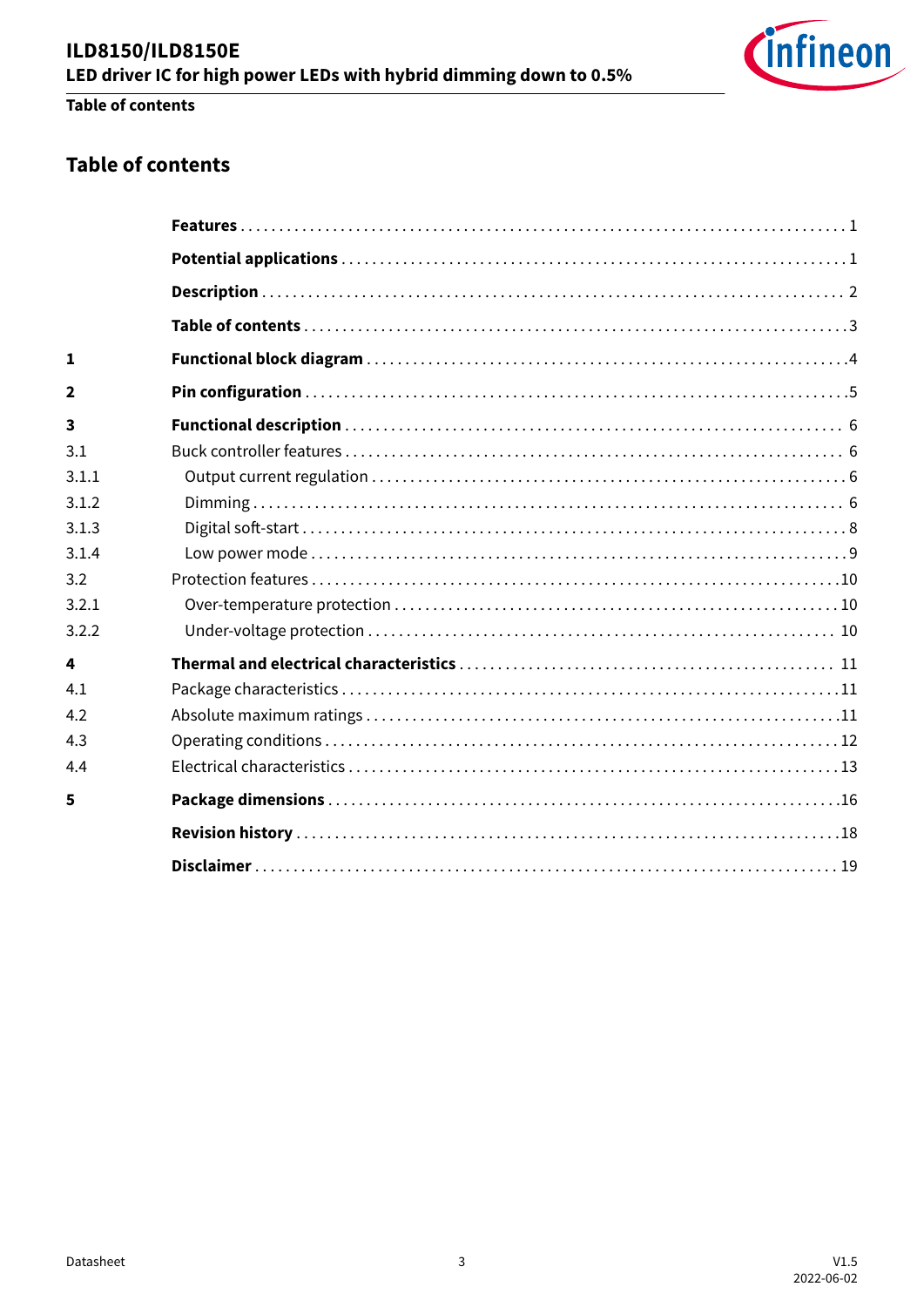## Table of contents

| | | |
|---|---|---|
| | **Features** | 1 |
| | **Potential applications** | 1 |
| | **Description** | 2 |
| | **Table of contents** | 3 |
| **1** | **Functional block diagram** | 4 |
| **2** | **Pin configuration** | 5 |
| **3** | **Functional description** | 6 |
| 3.1 | Buck controller features | 6 |
| 3.1.1 | Output current regulation | 6 |
| 3.1.2 | Dimming | 6 |
| 3.1.3 | Digital soft-start | 8 |
| 3.1.4 | Low power mode | 9 |
| 3.2 | Protection features | 10 |
| 3.2.1 | Over-temperature protection | 10 |
| 3.2.2 | Under-voltage protection | 10 |
| **4** | **Thermal and electrical characteristics** | 11 |
| 4.1 | Package characteristics | 11 |
| 4.2 | Absolute maximum ratings | 11 |
| 4.3 | Operating conditions | 12 |
| 4.4 | Electrical characteristics | 13 |
| **5** | **Package dimensions** | 16 |
| | **Revision history** | 18 |
| | **Disclaimer** | 19 |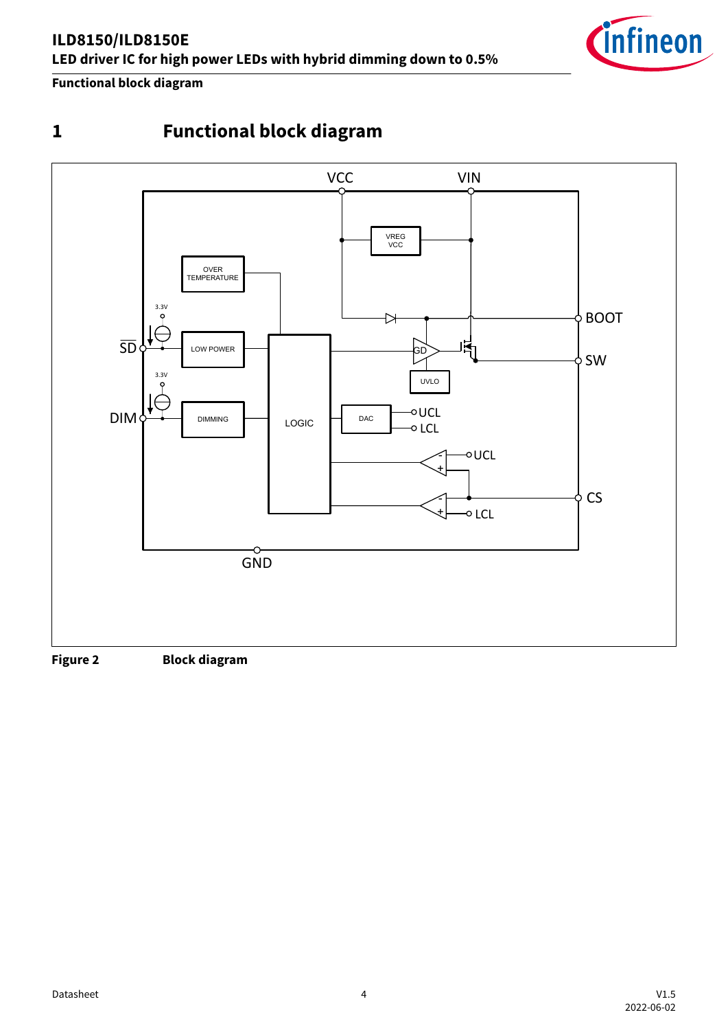# 1 Functional block diagram

**Figure 2** **Block diagram**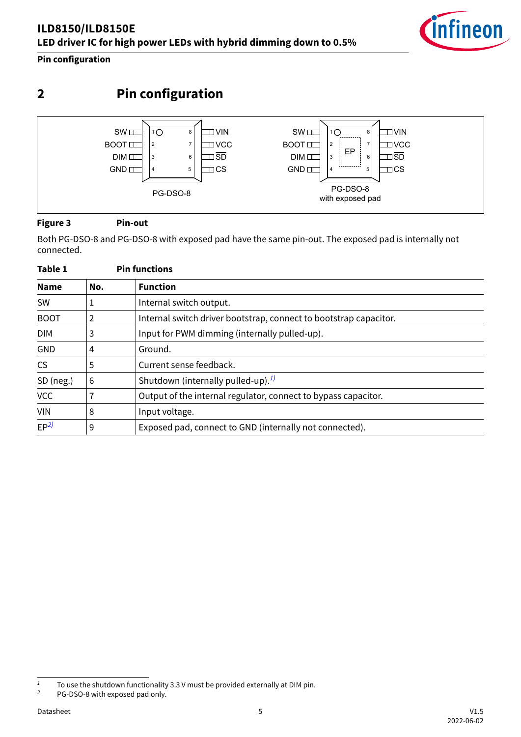## 2 Pin configuration

**Figure 3** Pin-out

Both PG-DSO-8 and PG-DSO-8 with exposed pad have the same pin-out. The exposed pad is internally not connected.

**Table 1** Pin functions

| Name | No. | Function |
|---|---|---|
| SW | 1 | Internal switch output. |
| BOOT | 2 | Internal switch driver bootstrap, connect to bootstrap capacitor. |
| DIM | 3 | Input for PWM dimming (internally pulled-up). |
| GND | 4 | Ground. |
| CS | 5 | Current sense feedback. |
| SD (neg.) | 6 | Shutdown (internally pulled-up).[1] |
| VCC | 7 | Output of the internal regulator, connect to bypass capacitor. |
| VIN | 8 | Input voltage. |
| EP[2] | 9 | Exposed pad, connect to GND (internally not connected). |

[1] To use the shutdown functionality 3.3 V must be provided externally at DIM pin.

[2] PG-DSO-8 with exposed pad only.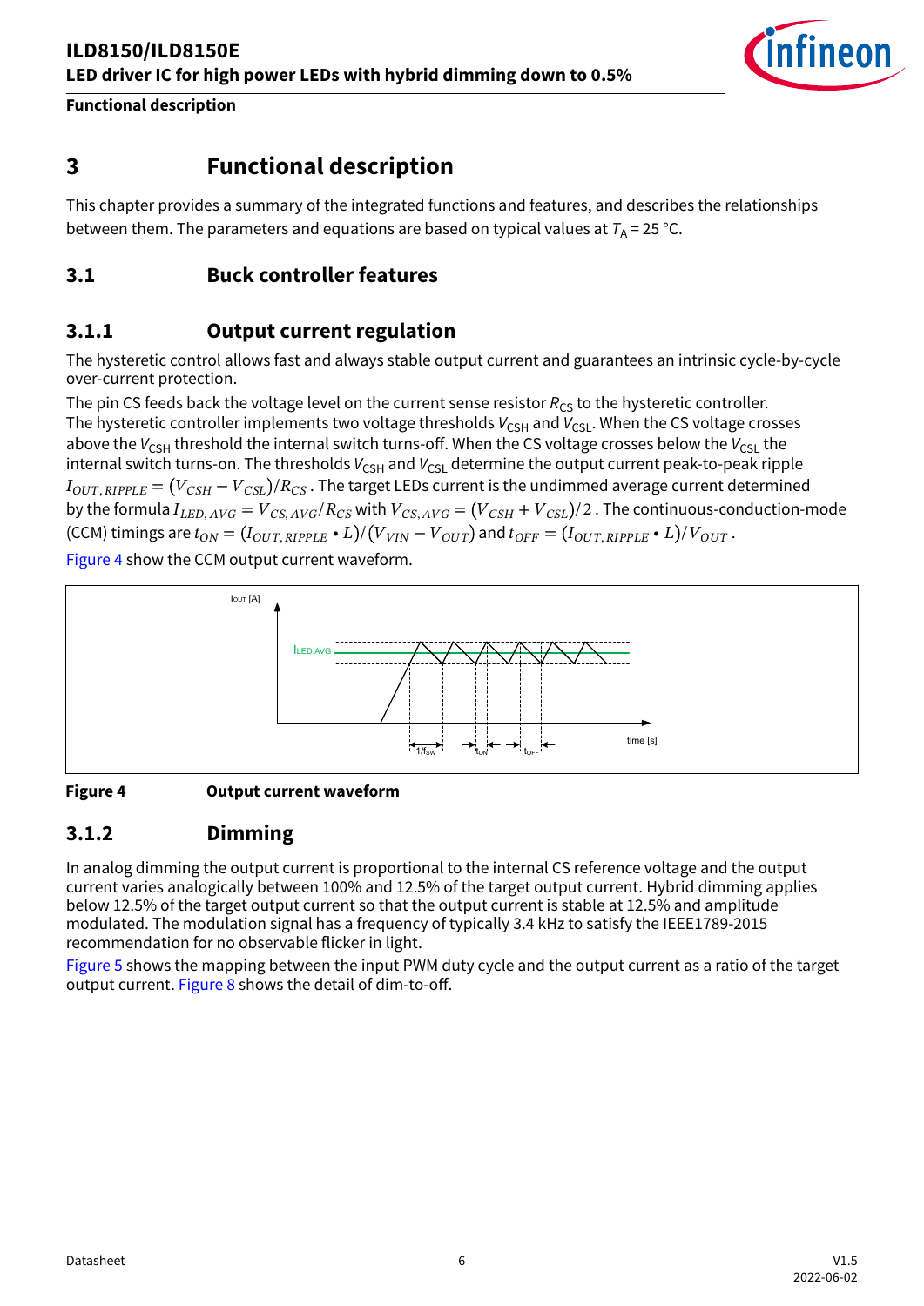# 3 Functional description

This chapter provides a summary of the integrated functions and features, and describes the relationships between them. The parameters and equations are based on typical values at $T_A$ = 25 °C.

## 3.1 Buck controller features

### 3.1.1 Output current regulation

The hysteretic control allows fast and always stable output current and guarantees an intrinsic cycle-by-cycle over-current protection.

The pin CS feeds back the voltage level on the current sense resistor $R_{CS}$ to the hysteretic controller. The hysteretic controller implements two voltage thresholds $V_{CSH}$ and $V_{CSL}$. When the CS voltage crosses above the $V_{CSH}$ threshold the internal switch turns-off. When the CS voltage crosses below the $V_{CSL}$ the internal switch turns-on. The thresholds $V_{CSH}$ and $V_{CSL}$ determine the output current peak-to-peak ripple $I_{OUT,RIPPLE} = (V_{CSH} - V_{CSL})/R_{CS}$ . The target LEDs current is the undimmed average current determined by the formula $I_{LED,AVG} = V_{CS,AVG}/R_{CS}$ with $V_{CS,AVG} = (V_{CSH} + V_{CSL})/2$ . The continuous-conduction-mode (CCM) timings are $t_{ON} = (I_{OUT,RIPPLE} \cdot L)/(V_{VIN} - V_{OUT})$ and $t_{OFF} = (I_{OUT,RIPPLE} \cdot L)/V_{OUT}$ .

Figure 4 show the CCM output current waveform.

**Figure 4** **Output current waveform**

### 3.1.2 Dimming

In analog dimming the output current is proportional to the internal CS reference voltage and the output current varies analogically between 100% and 12.5% of the target output current. Hybrid dimming applies below 12.5% of the target output current so that the output current is stable at 12.5% and amplitude modulated. The modulation signal has a frequency of typically 3.4 kHz to satisfy the IEEE1789-2015 recommendation for no observable flicker in light.

Figure 5 shows the mapping between the input PWM duty cycle and the output current as a ratio of the target output current. Figure 8 shows the detail of dim-to-off.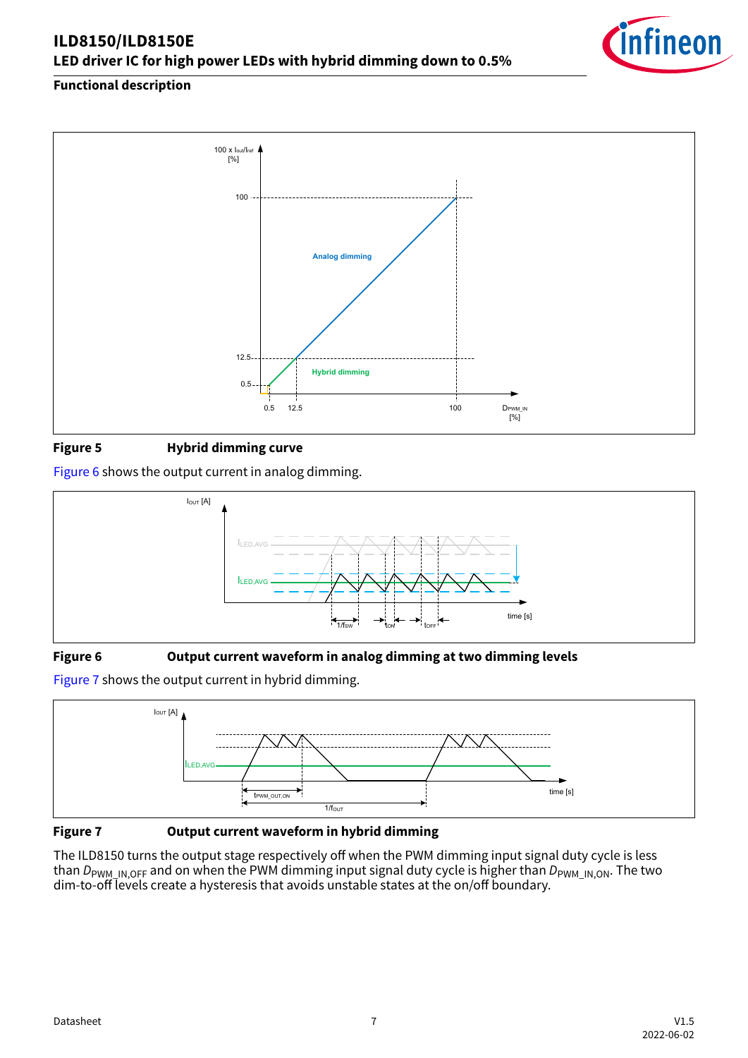**Figure 5 Hybrid dimming curve**

Figure 6 shows the output current in analog dimming.

**Figure 6 Output current waveform in analog dimming at two dimming levels**

Figure 7 shows the output current in hybrid dimming.

**Figure 7 Output current waveform in hybrid dimming**

The ILD8150 turns the output stage respectively off when the PWM dimming input signal duty cycle is less than $D_{PWM\_IN,OFF}$ and on when the PWM dimming input signal duty cycle is higher than $D_{PWM\_IN,ON}$. The two dim-to-off levels create a hysteresis that avoids unstable states at the on/off boundary.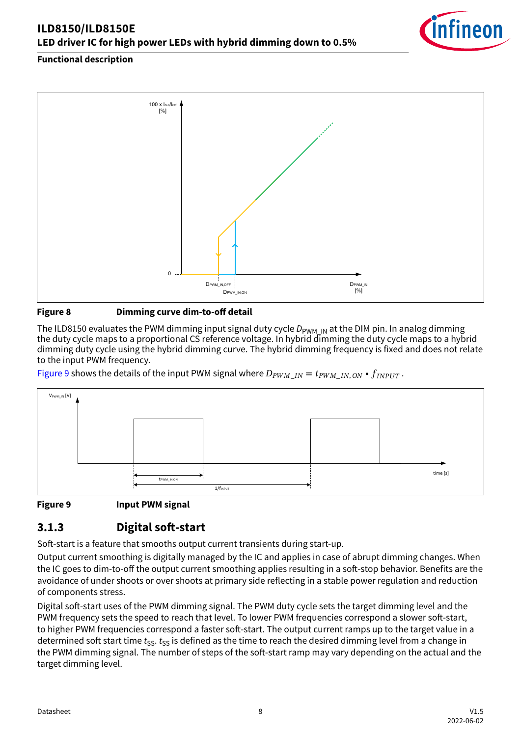Figure 8 Dimming curve dim-to-off detail

The ILD8150 evaluates the PWM dimming input signal duty cycle $D_{PWM\_IN}$ at the DIM pin. In analog dimming the duty cycle maps to a proportional CS reference voltage. In hybrid dimming the duty cycle maps to a hybrid dimming duty cycle using the hybrid dimming curve. The hybrid dimming frequency is fixed and does not relate to the input PWM frequency.

Figure 9 shows the details of the input PWM signal where $D_{PWM\_IN} = t_{PWM\_IN,ON} \cdot f_{INPUT}$.

Figure 9 Input PWM signal

## 3.1.3 Digital soft-start

Soft-start is a feature that smooths output current transients during start-up.

Output current smoothing is digitally managed by the IC and applies in case of abrupt dimming changes. When the IC goes to dim-to-off the output current smoothing applies resulting in a soft-stop behavior. Benefits are the avoidance of under shoots or over shoots at primary side reflecting in a stable power regulation and reduction of components stress.

Digital soft-start uses of the PWM dimming signal. The PWM duty cycle sets the target dimming level and the PWM frequency sets the speed to reach that level. To lower PWM frequencies correspond a slower soft-start, to higher PWM frequencies correspond a faster soft-start. The output current ramps up to the target value in a determined soft start time $t_{SS}$. $t_{SS}$ is defined as the time to reach the desired dimming level from a change in the PWM dimming signal. The number of steps of the soft-start ramp may vary depending on the actual and the target dimming level.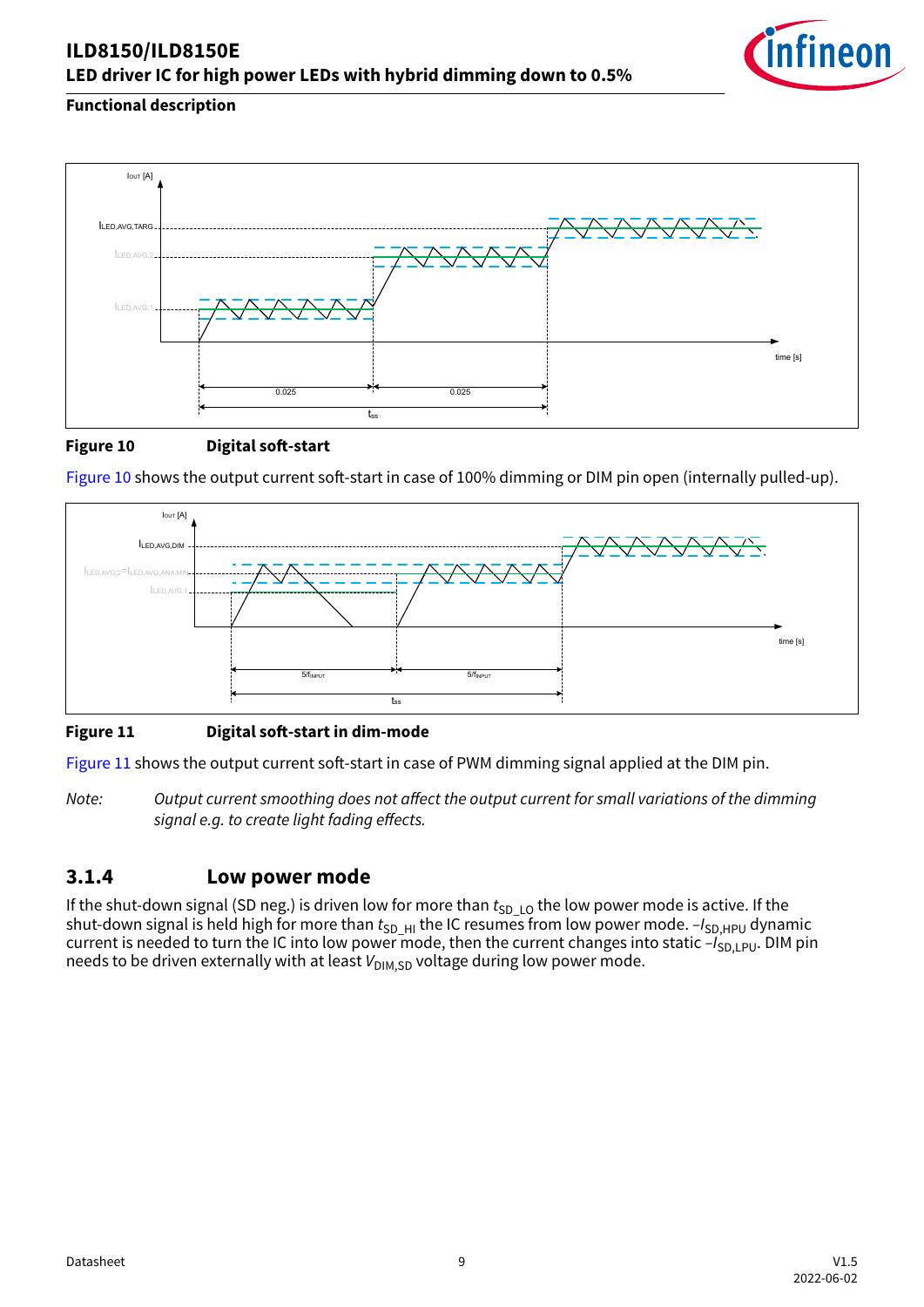## Functional description

Figure 10 Digital soft-start

Figure 10 shows the output current soft-start in case of 100% dimming or DIM pin open (internally pulled-up).

Figure 11 Digital soft-start in dim-mode

Figure 11 shows the output current soft-start in case of PWM dimming signal applied at the DIM pin.

*Note: Output current smoothing does not affect the output current for small variations of the dimming signal e.g. to create light fading effects.*

### 3.1.4 Low power mode

If the shut-down signal (SD neg.) is driven low for more than $t_{SD\_LO}$ the low power mode is active. If the shut-down signal is held high for more than $t_{SD\_HI}$ the IC resumes from low power mode. $-I_{SD,HPU}$ dynamic current is needed to turn the IC into low power mode, then the current changes into static $-I_{SD,LPU}$. DIM pin needs to be driven externally with at least $V_{DIM,SD}$ voltage during low power mode.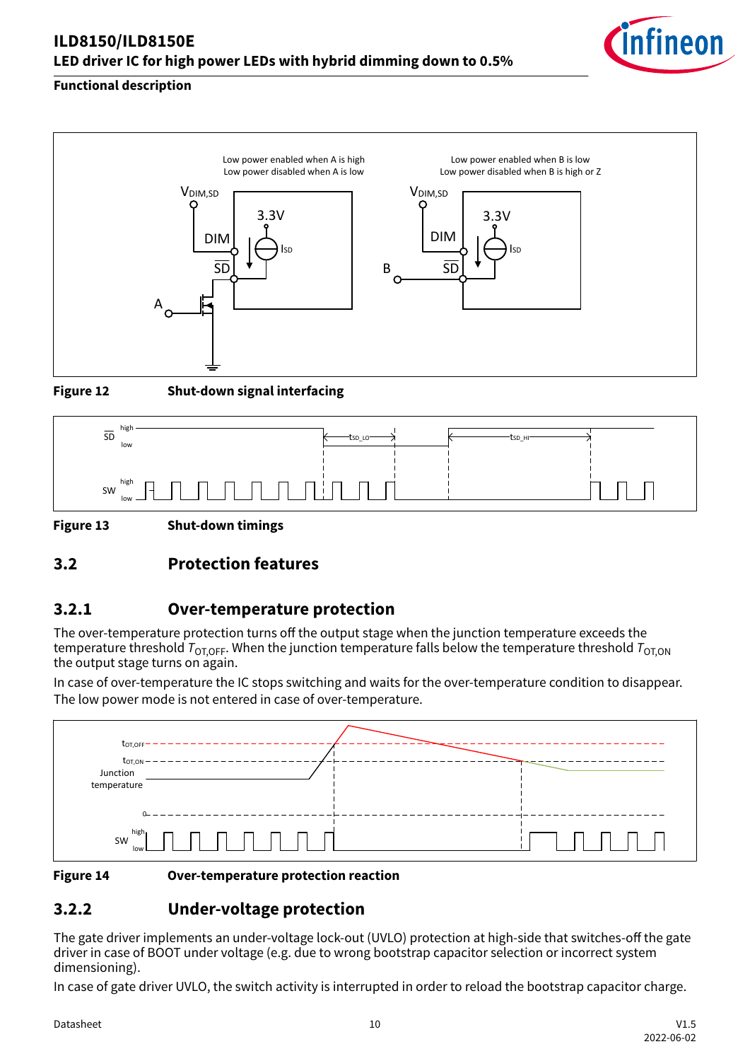**Figure 12 Shut-down signal interfacing**

**Figure 13 Shut-down timings**

## 3.2 Protection features

### 3.2.1 Over-temperature protection

The over-temperature protection turns off the output stage when the junction temperature exceeds the temperature threshold $T_{OT,OFF}$. When the junction temperature falls below the temperature threshold $T_{OT,ON}$ the output stage turns on again.

In case of over-temperature the IC stops switching and waits for the over-temperature condition to disappear. The low power mode is not entered in case of over-temperature.

**Figure 14 Over-temperature protection reaction**

### 3.2.2 Under-voltage protection

The gate driver implements an under-voltage lock-out (UVLO) protection at high-side that switches-off the gate driver in case of BOOT under voltage (e.g. due to wrong bootstrap capacitor selection or incorrect system dimensioning).

In case of gate driver UVLO, the switch activity is interrupted in order to reload the bootstrap capacitor charge.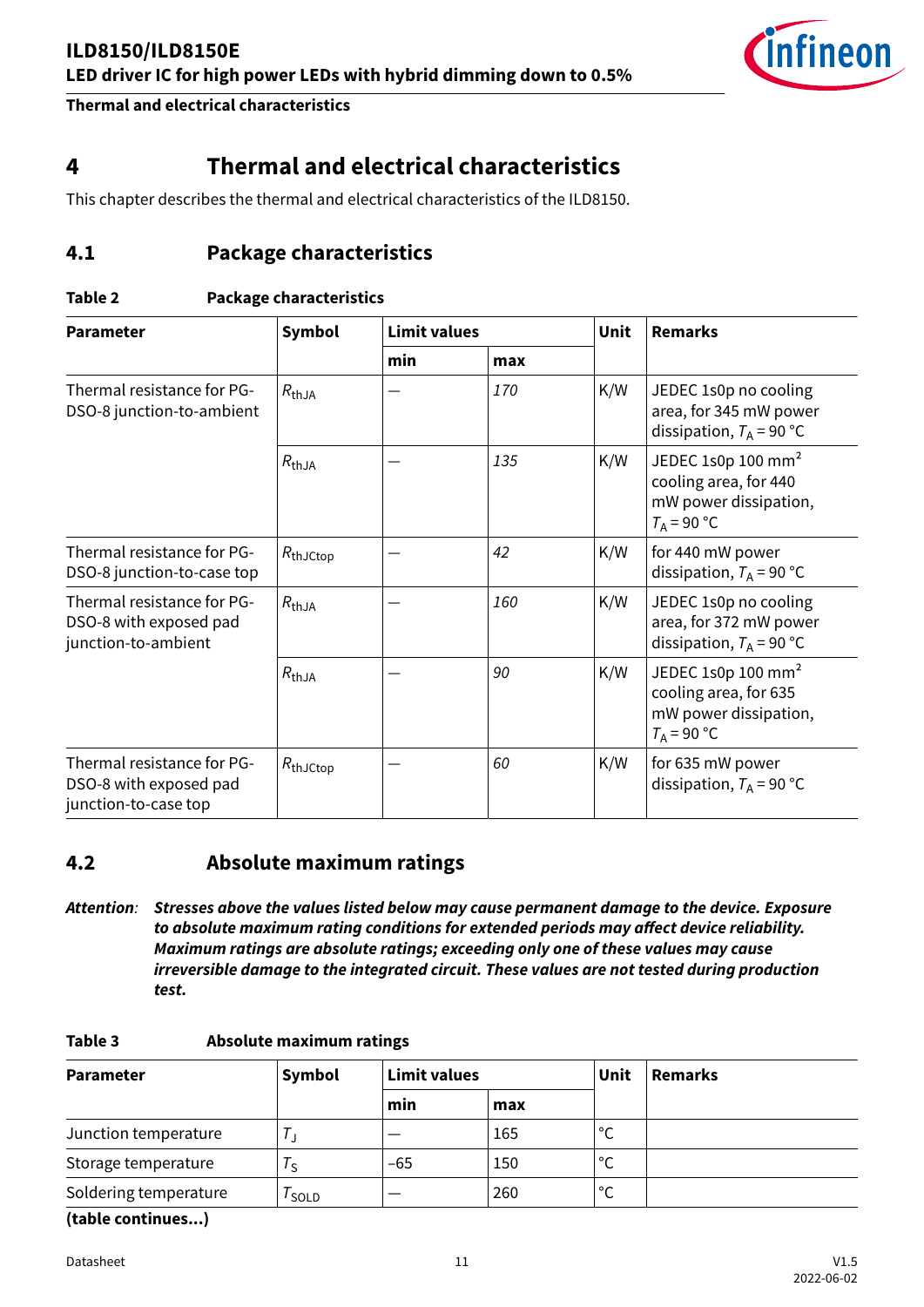# 4 Thermal and electrical characteristics

This chapter describes the thermal and electrical characteristics of the ILD8150.

## 4.1 Package characteristics

**Table 2 Package characteristics**

| Parameter | Symbol | Limit values | | Unit | Remarks |
|---|---|---|---|---|---|
| | | min | max | | |
| Thermal resistance for PG-DSO-8 junction-to-ambient | $R_{thJA}$ | – | *170* | K/W | JEDEC 1s0p no cooling area, for 345 mW power dissipation, $T_A$ = 90 °C |
| | $R_{thJA}$ | – | *135* | K/W | JEDEC 1s0p 100 mm² cooling area, for 440 mW power dissipation, $T_A$ = 90 °C |
| Thermal resistance for PG-DSO-8 junction-to-case top | $R_{thJCtop}$ | – | *42* | K/W | for 440 mW power dissipation, $T_A$ = 90 °C |
| Thermal resistance for PG-DSO-8 with exposed pad junction-to-ambient | $R_{thJA}$ | – | *160* | K/W | JEDEC 1s0p no cooling area, for 372 mW power dissipation, $T_A$ = 90 °C |
| | $R_{thJA}$ | – | *90* | K/W | JEDEC 1s0p 100 mm² cooling area, for 635 mW power dissipation, $T_A$ = 90 °C |
| Thermal resistance for PG-DSO-8 with exposed pad junction-to-case top | $R_{thJCtop}$ | – | *60* | K/W | for 635 mW power dissipation, $T_A$ = 90 °C |

## 4.2 Absolute maximum ratings

*Attention*: ***Stresses above the values listed below may cause permanent damage to the device. Exposure to absolute maximum rating conditions for extended periods may affect device reliability. Maximum ratings are absolute ratings; exceeding only one of these values may cause irreversible damage to the integrated circuit. These values are not tested during production test.***

**Table 3 Absolute maximum ratings**

| Parameter | Symbol | Limit values | | Unit | Remarks |
|---|---|---|---|---|---|
| | | min | max | | |
| Junction temperature | $T_J$ | – | 165 | °C | |
| Storage temperature | $T_S$ | -65 | 150 | °C | |
| Soldering temperature | $T_{SOLD}$ | – | 260 | °C | |

**(table continues...)**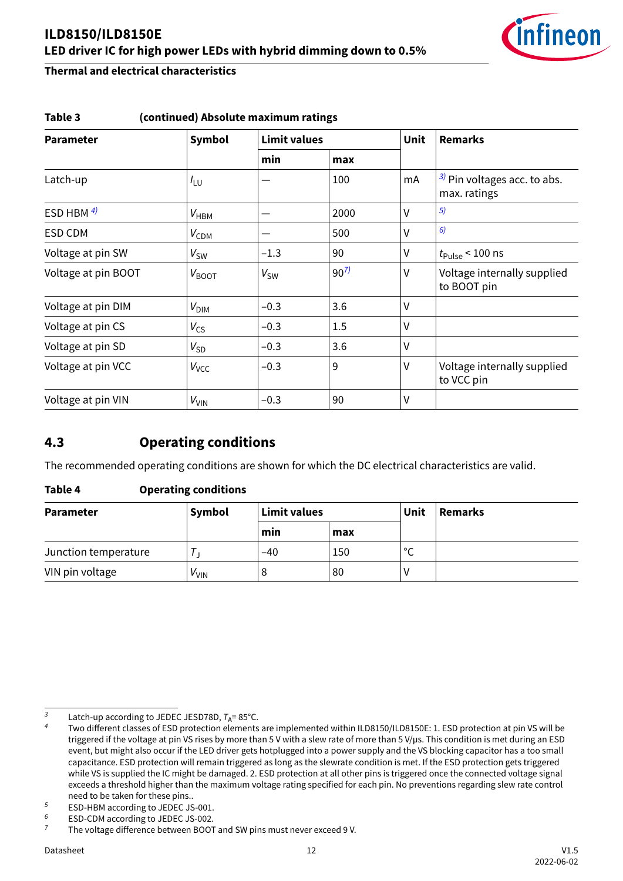**Table 3 (continued) Absolute maximum ratings**

| Parameter | Symbol | Limit values | | Unit | Remarks |
|---|---|---|---|---|---|
| | | min | max | | |
| Latch-up | $I_{LU}$ | – | 100 | mA | [3] Pin voltages acc. to abs. max. ratings |
| ESD HBM [4] | $V_{HBM}$ | – | 2000 | V | [5] |
| ESD CDM | $V_{CDM}$ | – | 500 | V | [6] |
| Voltage at pin SW | $V_{SW}$ | –1.3 | 90 | V | $t_{Pulse}$ < 100 ns |
| Voltage at pin BOOT | $V_{BOOT}$ | $V_{SW}$ | 90[7] | V | Voltage internally supplied to BOOT pin |
| Voltage at pin DIM | $V_{DIM}$ | –0.3 | 3.6 | V | |
| Voltage at pin CS | $V_{CS}$ | –0.3 | 1.5 | V | |
| Voltage at pin SD | $V_{SD}$ | –0.3 | 3.6 | V | |
| Voltage at pin VCC | $V_{VCC}$ | –0.3 | 9 | V | Voltage internally supplied to VCC pin |
| Voltage at pin VIN | $V_{VIN}$ | –0.3 | 90 | V | |

## 4.3 Operating conditions

The recommended operating conditions are shown for which the DC electrical characteristics are valid.

**Table 4 Operating conditions**

| Parameter | Symbol | Limit values | | Unit | Remarks |
|---|---|---|---|---|---|
| | | min | max | | |
| Junction temperature | $T_J$ | –40 | 150 | °C | |
| VIN pin voltage | $V_{VIN}$ | 8 | 80 | V | |

[3] Latch-up according to JEDEC JESD78D, $T_A$= 85°C.

[4] Two different classes of ESD protection elements are implemented within ILD8150/ILD8150E: 1. ESD protection at pin VS will be triggered if the voltage at pin VS rises by more than 5 V with a slew rate of more than 5 V/µs. This condition is met during an ESD event, but might also occur if the LED driver gets hotplugged into a power supply and the VS blocking capacitor has a too small capacitance. ESD protection will remain triggered as long as the slewrate condition is met. If the ESD protection gets triggered while VS is supplied the IC might be damaged. 2. ESD protection at all other pins is triggered once the connected voltage signal exceeds a threshold higher than the maximum voltage rating specified for each pin. No preventions regarding slew rate control need to be taken for these pins..

[5] ESD-HBM according to JEDEC JS-001.

[6] ESD-CDM according to JEDEC JS-002.

[7] The voltage difference between BOOT and SW pins must never exceed 9 V.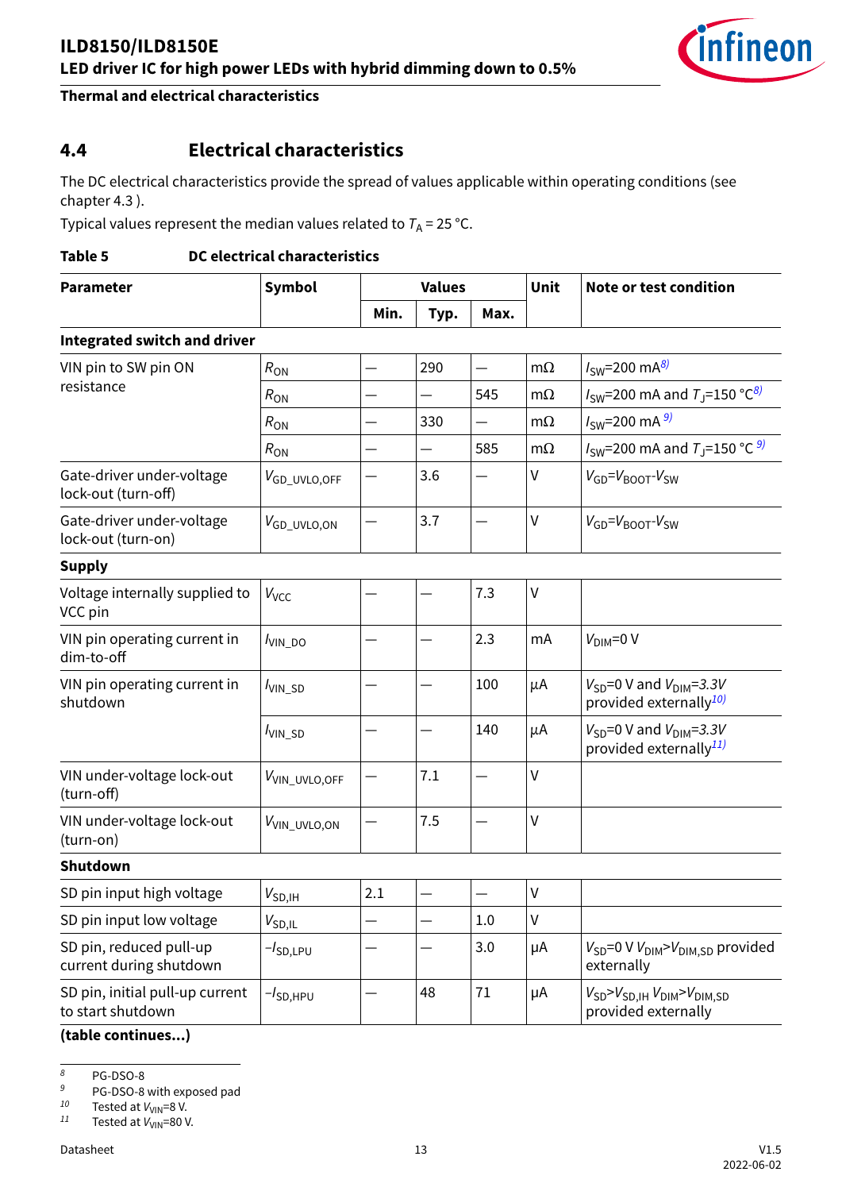## 4.4 Electrical characteristics

The DC electrical characteristics provide the spread of values applicable within operating conditions (see chapter 4.3 ).

Typical values represent the median values related to $T_A$ = 25 °C.

**Table 5 DC electrical characteristics**

| Parameter | Symbol | Values | | | Unit | Note or test condition |
|---|---|---|---|---|---|---|
| | | Min. | Typ. | Max. | | |
| **Integrated switch and driver** | | | | | | |
| VIN pin to SW pin ON resistance | $R_{ON}$ | — | 290 | — | mΩ | $I_{SW}$=200 mA[8] |
| | $R_{ON}$ | — | — | 545 | mΩ | $I_{SW}$=200 mA and $T_J$=150 °C[8] |
| | $R_{ON}$ | — | 330 | — | mΩ | $I_{SW}$=200 mA [9] |
| | $R_{ON}$ | — | — | 585 | mΩ | $I_{SW}$=200 mA and $T_J$=150 °C [9] |
| Gate-driver under-voltage lock-out (turn-off) | $V_{GD\_UVLO,OFF}$ | — | 3.6 | — | V | $V_{GD}$=$V_{BOOT}$-$V_{SW}$ |
| Gate-driver under-voltage lock-out (turn-on) | $V_{GD\_UVLO,ON}$ | — | 3.7 | — | V | $V_{GD}$=$V_{BOOT}$-$V_{SW}$ |
| **Supply** | | | | | | |
| Voltage internally supplied to VCC pin | $V_{VCC}$ | — | — | 7.3 | V | |
| VIN pin operating current in dim-to-off | $I_{VIN\_DO}$ | — | — | 2.3 | mA | $V_{DIM}$=0 V |
| VIN pin operating current in shutdown | $I_{VIN\_SD}$ | — | — | 100 | µA | $V_{SD}$=0 V and $V_{DIM}$=3.3V provided externally[10] |
| | $I_{VIN\_SD}$ | — | — | 140 | µA | $V_{SD}$=0 V and $V_{DIM}$=3.3V provided externally[11] |
| VIN under-voltage lock-out (turn-off) | $V_{VIN\_UVLO,OFF}$ | — | 7.1 | — | V | |
| VIN under-voltage lock-out (turn-on) | $V_{VIN\_UVLO,ON}$ | — | 7.5 | — | V | |
| **Shutdown** | | | | | | |
| SD pin input high voltage | $V_{SD,IH}$ | 2.1 | — | — | V | |
| SD pin input low voltage | $V_{SD,IL}$ | — | — | 1.0 | V | |
| SD pin, reduced pull-up current during shutdown | $-I_{SD,LPU}$ | — | — | 3.0 | µA | $V_{SD}$=0 V $V_{DIM}$>$V_{DIM,SD}$ provided externally |
| SD pin, initial pull-up current to start shutdown | $-I_{SD,HPU}$ | — | 48 | 71 | µA | $V_{SD}$>$V_{SD,IH}$ $V_{DIM}$>$V_{DIM,SD}$ provided externally |

**(table continues...)**

8 PG-DSO-8
9 PG-DSO-8 with exposed pad
10 Tested at $V_{VIN}$=8 V.
11 Tested at $V_{VIN}$=80 V.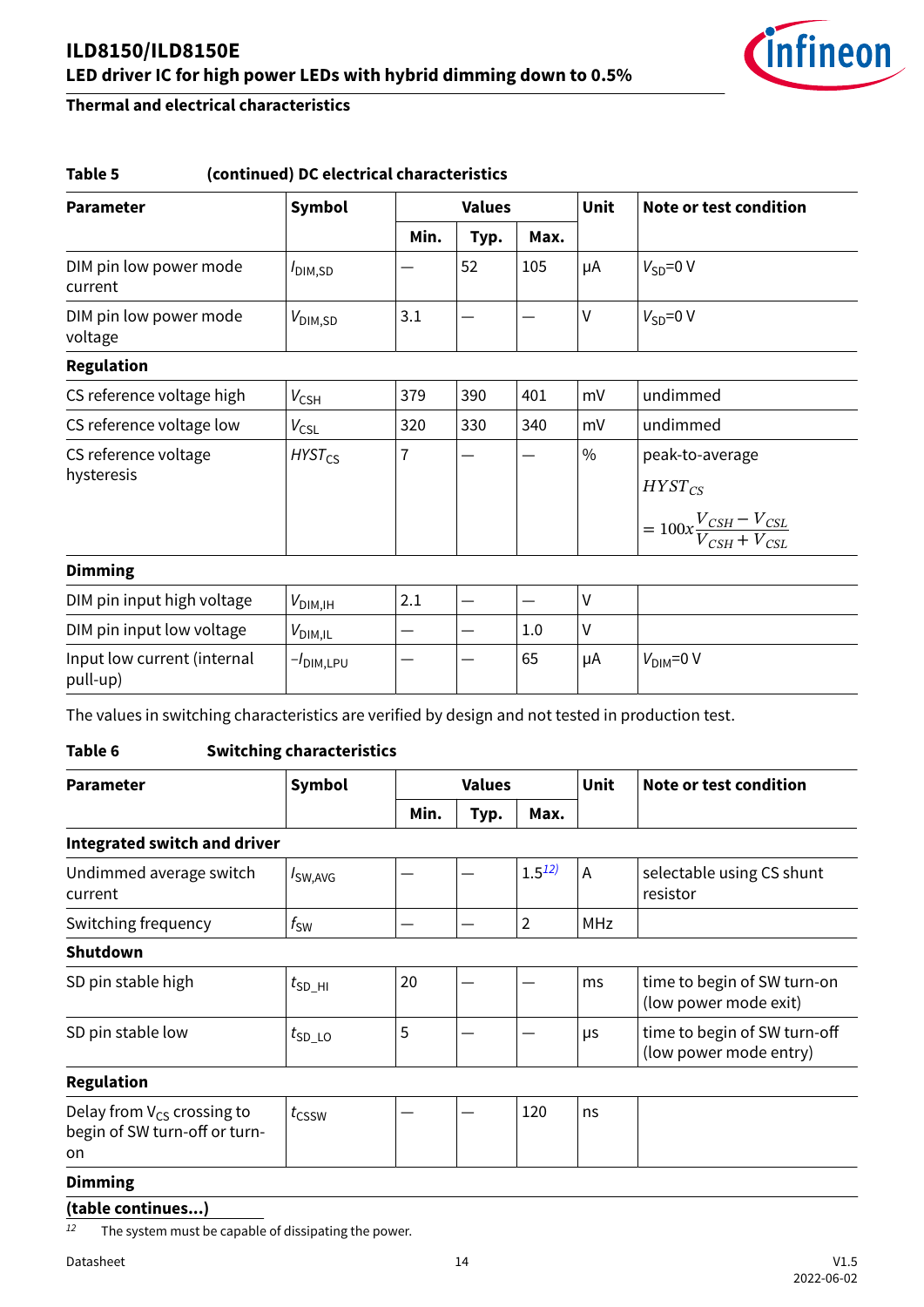**Table 5 (continued) DC electrical characteristics**

| Parameter | Symbol | Values | | | Unit | Note or test condition |
|---|---|---|---|---|---|---|
| | | Min. | Typ. | Max. | | |
| DIM pin low power mode current | $I_{DIM,SD}$ | — | 52 | 105 | µA | $V_{SD}$=0 V |
| DIM pin low power mode voltage | $V_{DIM,SD}$ | 3.1 | — | — | V | $V_{SD}$=0 V |
| **Regulation** | | | | | | |
| CS reference voltage high | $V_{CSH}$ | 379 | 390 | 401 | mV | undimmed |
| CS reference voltage low | $V_{CSL}$ | 320 | 330 | 340 | mV | undimmed |
| CS reference voltage hysteresis | $HYST_{CS}$ | 7 | — | — | % | peak-to-average $HYST_{CS} = 100x\frac{V_{CSH} - V_{CSL}}{V_{CSH} + V_{CSL}}$ |
| **Dimming** | | | | | | |
| DIM pin input high voltage | $V_{DIM,IH}$ | 2.1 | — | — | V | |
| DIM pin input low voltage | $V_{DIM,IL}$ | — | — | 1.0 | V | |
| Input low current (internal pull-up) | $-I_{DIM,LPU}$ | — | — | 65 | µA | $V_{DIM}$=0 V |

The values in switching characteristics are verified by design and not tested in production test.

**Table 6 Switching characteristics**

| Parameter | Symbol | Values | | | Unit | Note or test condition |
|---|---|---|---|---|---|---|
| | | Min. | Typ. | Max. | | |
| **Integrated switch and driver** | | | | | | |
| Undimmed average switch current | $I_{SW,AVG}$ | — | — | 1.5[12] | A | selectable using CS shunt resistor |
| Switching frequency | $f_{SW}$ | — | — | 2 | MHz | |
| **Shutdown** | | | | | | |
| SD pin stable high | $t_{SD\_HI}$ | 20 | — | — | ms | time to begin of SW turn-on (low power mode exit) |
| SD pin stable low | $t_{SD\_LO}$ | 5 | — | — | µs | time to begin of SW turn-off (low power mode entry) |
| **Regulation** | | | | | | |
| Delay from $V_{CS}$ crossing to begin of SW turn-off or turn-on | $t_{CSSW}$ | — | — | 120 | ns | |
| **Dimming** | | | | | | |

**(table continues...)**

[12] The system must be capable of dissipating the power.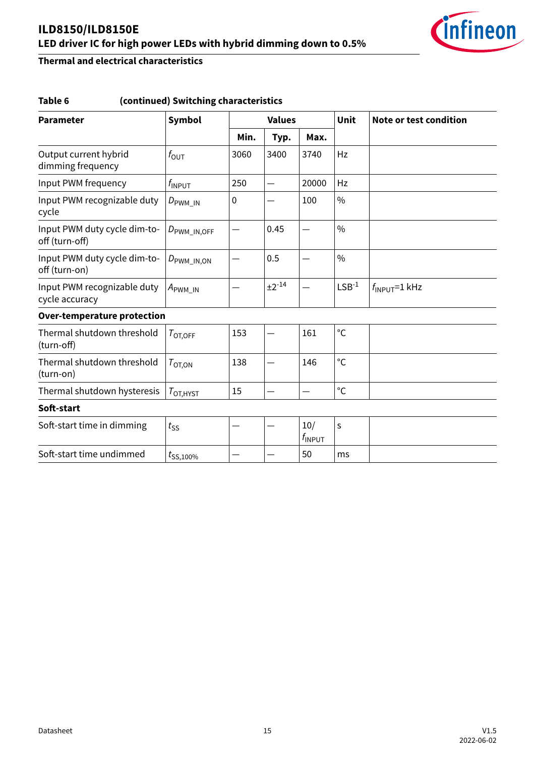**Table 6 (continued) Switching characteristics**

| Parameter | Symbol | Values | | | Unit | Note or test condition |
|---|---|---|---|---|---|---|
| | | Min. | Typ. | Max. | | |
| Output current hybrid dimming frequency | $f_{OUT}$ | 3060 | 3400 | 3740 | Hz | |
| Input PWM frequency | $f_{INPUT}$ | 250 | — | 20000 | Hz | |
| Input PWM recognizable duty cycle | $D_{PWM\_IN}$ | 0 | — | 100 | % | |
| Input PWM duty cycle dim-to-off (turn-off) | $D_{PWM\_IN,OFF}$ | — | 0.45 | — | % | |
| Input PWM duty cycle dim-to-off (turn-on) | $D_{PWM\_IN,ON}$ | — | 0.5 | — | % | |
| Input PWM recognizable duty cycle accuracy | $A_{PWM\_IN}$ | — | $\pm 2^{-14}$ | — | $LSB^{-1}$ | $f_{INPUT}$=1 kHz |
| **Over-temperature protection** | | | | | | |
| Thermal shutdown threshold (turn-off) | $T_{OT,OFF}$ | 153 | — | 161 | °C | |
| Thermal shutdown threshold (turn-on) | $T_{OT,ON}$ | 138 | — | 146 | °C | |
| Thermal shutdown hysteresis | $T_{OT,HYST}$ | 15 | — | — | °C | |
| **Soft-start** | | | | | | |
| Soft-start time in dimming | $t_{SS}$ | — | — | $10/f_{INPUT}$ | s | |
| Soft-start time undimmed | $t_{SS,100\%}$ | — | — | 50 | ms | |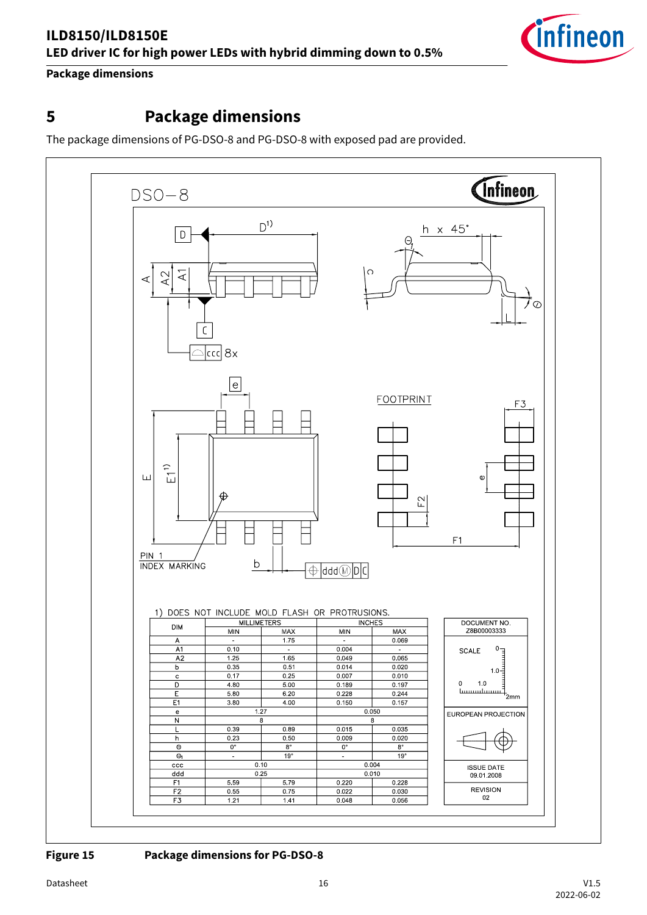# 5 Package dimensions

The package dimensions of PG-DSO-8 and PG-DSO-8 with exposed pad are provided.

DSO−8

1) DOES NOT INCLUDE MOLD FLASH OR PROTRUSIONS.

| DIM | MILLIMETERS | | INCHES | |
|---|---|---|---|---|
| | MIN | MAX | MIN | MAX |
| A | - | 1.75 | - | 0.069 |
| A1 | 0.10 | - | 0.004 | - |
| A2 | 1.25 | 1.65 | 0.049 | 0.065 |
| b | 0.35 | 0.51 | 0.014 | 0.020 |
| c | 0.17 | 0.25 | 0.007 | 0.010 |
| D | 4.80 | 5.00 | 0.189 | 0.197 |
| E | 5.80 | 6.20 | 0.228 | 0.244 |
| E1 | 3.80 | 4.00 | 0.150 | 0.157 |
| e | 1.27 | | 0.050 | |
| N | 8 | | 8 | |
| L | 0.39 | 0.89 | 0.015 | 0.035 |
| h | 0.23 | 0.50 | 0.009 | 0.020 |
| Θ | 0° | 8° | 0° | 8° |
| $Θ_1$ | - | 19° | - | 19° |
| ccc | 0.10 | | 0.004 | |
| ddd | 0.25 | | 0.010 | |
| F1 | 5.59 | 5.79 | 0.220 | 0.228 |
| F2 | 0.55 | 0.75 | 0.022 | 0.030 |
| F3 | 1.21 | 1.41 | 0.048 | 0.056 |

DOCUMENT NO. Z8B00003333

SCALE

EUROPEAN PROJECTION

ISSUE DATE 09.01.2008

REVISION 02

**Figure 15** **Package dimensions for PG-DSO-8**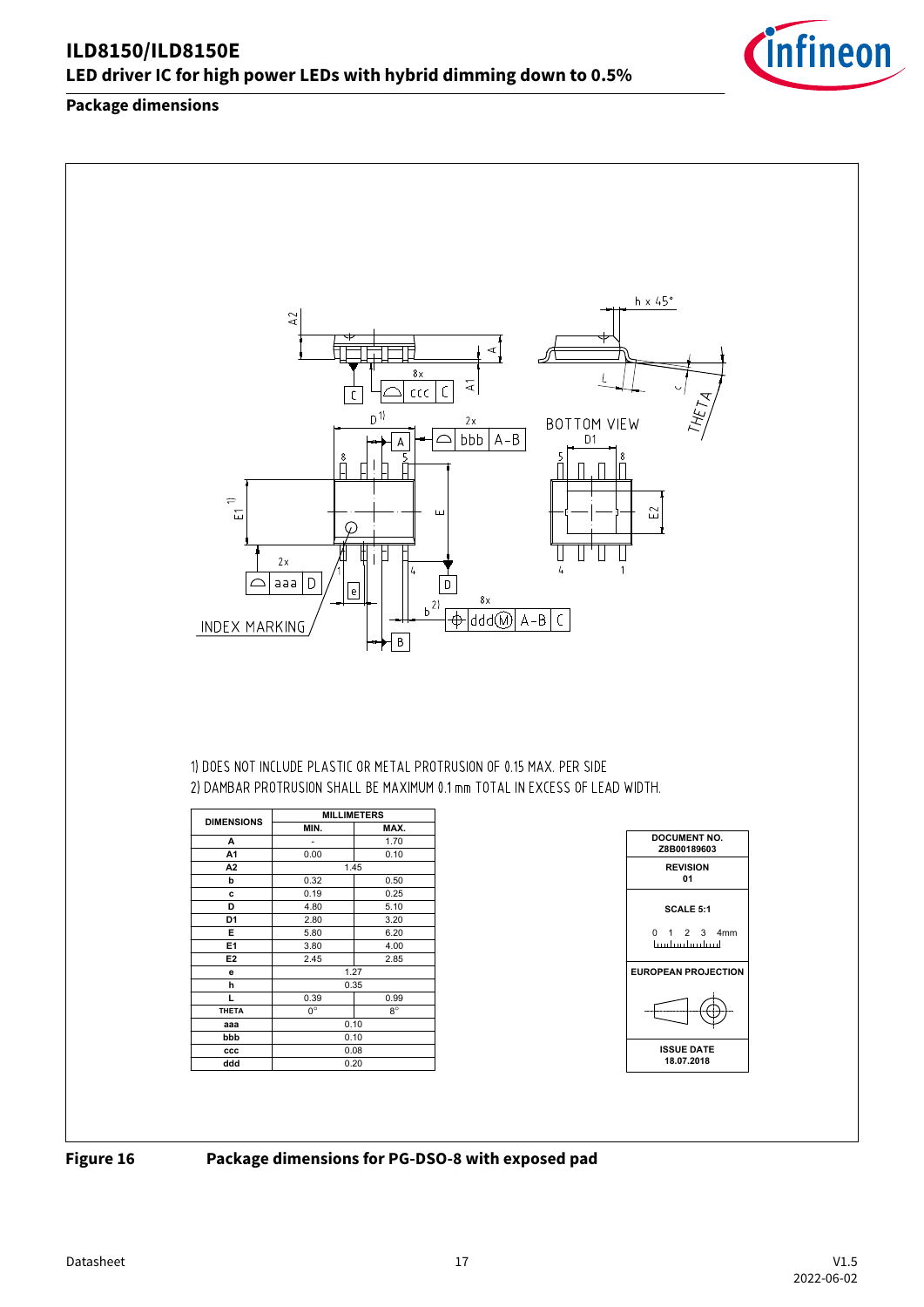## Package dimensions

1) DOES NOT INCLUDE PLASTIC OR METAL PROTRUSION OF 0.15 MAX. PER SIDE
2) DAMBAR PROTRUSION SHALL BE MAXIMUM 0.1 mm TOTAL IN EXCESS OF LEAD WIDTH.

| DIMENSIONS | MILLIMETERS | |
|---|---|---|
| | MIN. | MAX. |
| A | - | 1.70 |
| A1 | 0.00 | 0.10 |
| A2 | 1.45 | |
| b | 0.32 | 0.50 |
| c | 0.19 | 0.25 |
| D | 4.80 | 5.10 |
| D1 | 2.80 | 3.20 |
| E | 5.80 | 6.20 |
| E1 | 3.80 | 4.00 |
| E2 | 2.45 | 2.85 |
| e | 1.27 | |
| h | 0.35 | |
| L | 0.39 | 0.99 |
| THETA | 0° | 8° |
| aaa | 0.10 | |
| bbb | 0.10 | |
| ccc | 0.08 | |
| ddd | 0.20 | |

| DOCUMENT NO. Z8B00189603 |
|---|
| REVISION 01 |
| SCALE 5:1 |
| EUROPEAN PROJECTION |
| ISSUE DATE 18.07.2018 |

**Figure 16** **Package dimensions for PG-DSO-8 with exposed pad**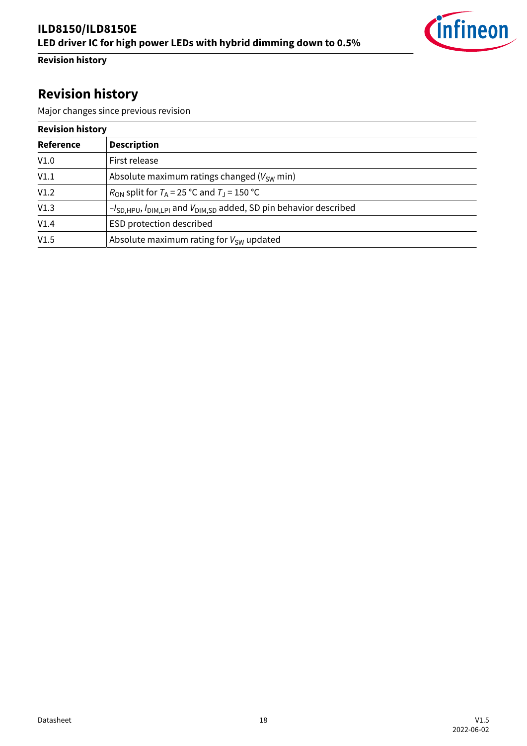# Revision history

Major changes since previous revision

**Revision history**

| Reference | Description |
|---|---|
| V1.0 | First release |
| V1.1 | Absolute maximum ratings changed ($V_{SW}$ min) |
| V1.2 | $R_{ON}$ split for $T_A$ = 25 °C and $T_J$ = 150 °C |
| V1.3 | $-I_{SD,HPU}$, $I_{DIM,LPI}$ and $V_{DIM,SD}$ added, SD pin behavior described |
| V1.4 | ESD protection described |
| V1.5 | Absolute maximum rating for $V_{SW}$ updated |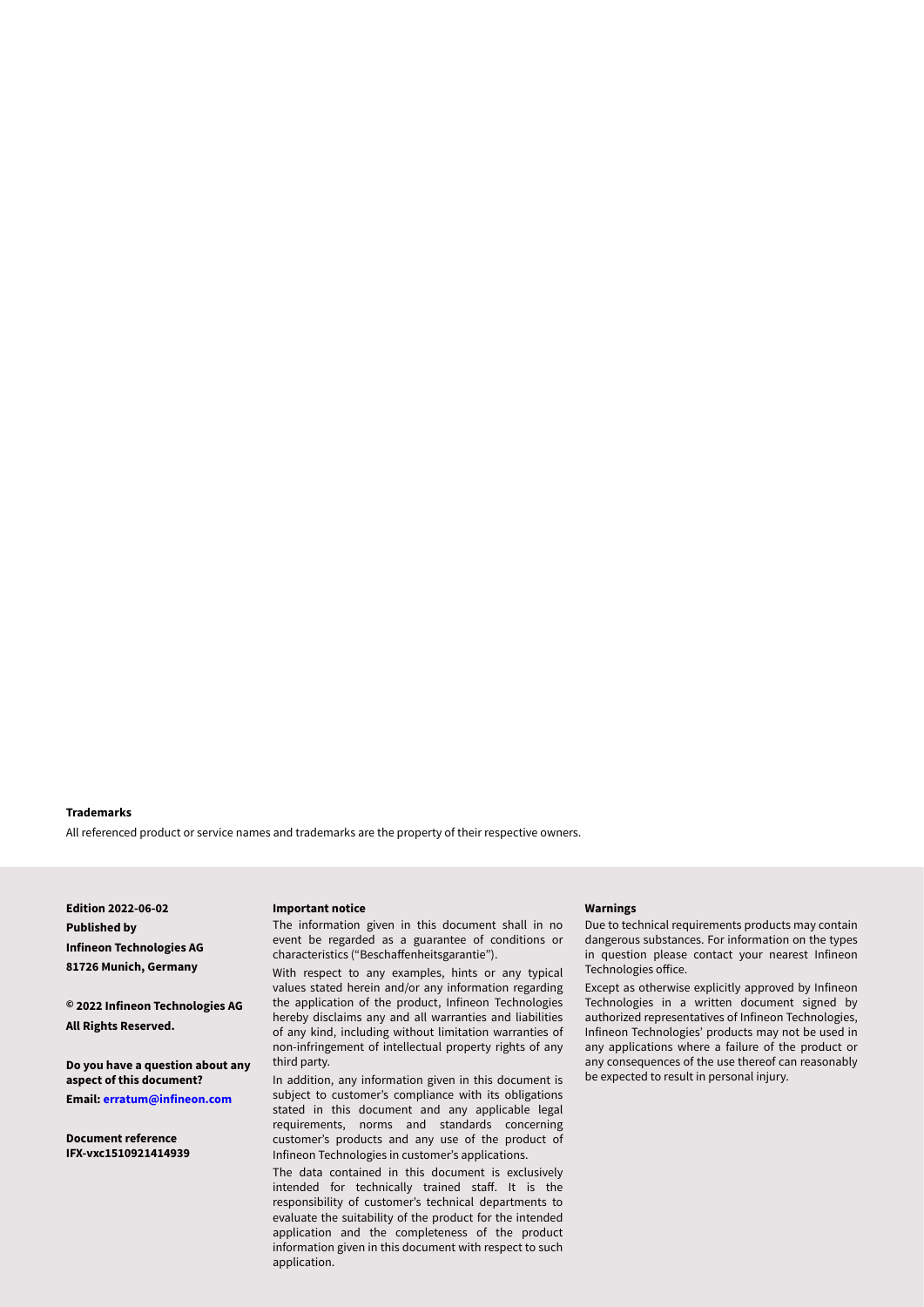**Trademarks**

All referenced product or service names and trademarks are the property of their respective owners.

**Edition 2022-06-02**
**Published by**
**Infineon Technologies AG**
**81726 Munich, Germany**

**© 2022 Infineon Technologies AG**
**All Rights Reserved.**

**Do you have a question about any aspect of this document?**
**Email: erratum@infineon.com**

**Document reference**
**IFX-vxc1510921414939**

**Important notice**

The information given in this document shall in no event be regarded as a guarantee of conditions or characteristics ("Beschaffenheitsgarantie").

With respect to any examples, hints or any typical values stated herein and/or any information regarding the application of the product, Infineon Technologies hereby disclaims any and all warranties and liabilities of any kind, including without limitation warranties of non-infringement of intellectual property rights of any third party.

In addition, any information given in this document is subject to customer's compliance with its obligations stated in this document and any applicable legal requirements, norms and standards concerning customer's products and any use of the product of Infineon Technologies in customer's applications.

The data contained in this document is exclusively intended for technically trained staff. It is the responsibility of customer's technical departments to evaluate the suitability of the product for the intended application and the completeness of the product information given in this document with respect to such application.

**Warnings**

Due to technical requirements products may contain dangerous substances. For information on the types in question please contact your nearest Infineon Technologies office.

Except as otherwise explicitly approved by Infineon Technologies in a written document signed by authorized representatives of Infineon Technologies, Infineon Technologies' products may not be used in any applications where a failure of the product or any consequences of the use thereof can reasonably be expected to result in personal injury.